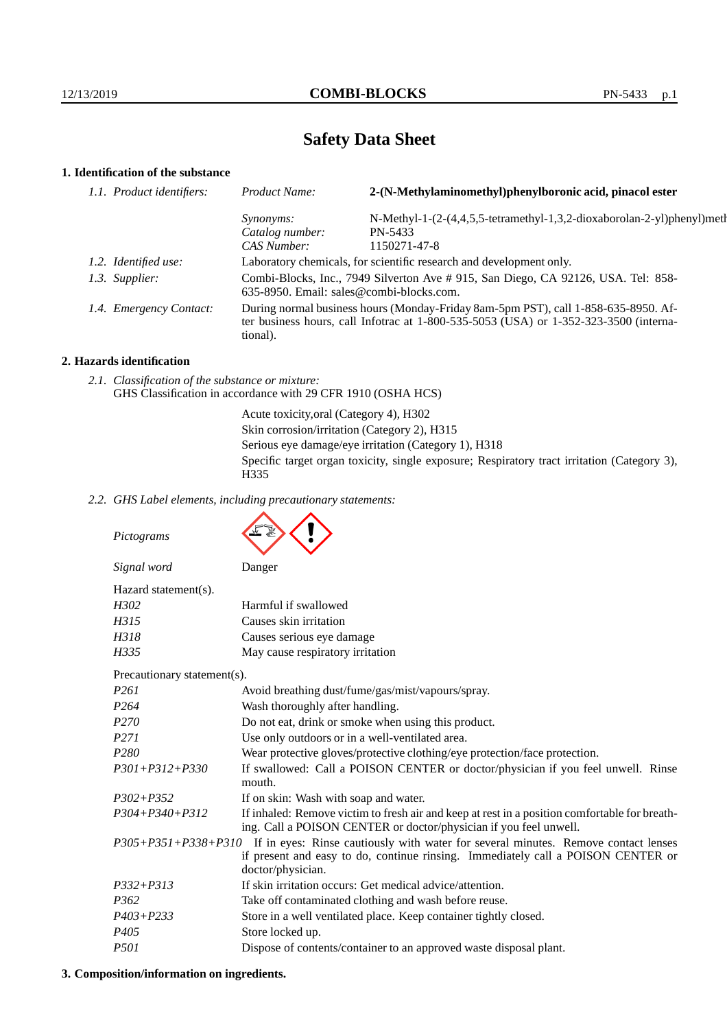# Safety Data Sheet

## 1. Identification of the substance

| | | |
|---|---|---|
| *1.1. Product identifiers:* | *Product Name:* | **2-(N-Methylaminomethyl)phenylboronic acid, pinacol ester** |
| | *Synonyms:* | N-Methyl-1-(2-(4,4,5,5-tetramethyl-1,3,2-dioxaborolan-2-yl)phenyl)meth |
| | *Catalog number:* | PN-5433 |
| | *CAS Number:* | 1150271-47-8 |
| *1.2. Identified use:* | Laboratory chemicals, for scientific research and development only. | |
| *1.3. Supplier:* | Combi-Blocks, Inc., 7949 Silverton Ave # 915, San Diego, CA 92126, USA. Tel: 858-635-8950. Email: sales@combi-blocks.com. | |
| *1.4. Emergency Contact:* | During normal business hours (Monday-Friday 8am-5pm PST), call 1-858-635-8950. After business hours, call Infotrac at 1-800-535-5053 (USA) or 1-352-323-3500 (international). | |

## 2. Hazards identification

*2.1. Classification of the substance or mixture:*
GHS Classification in accordance with 29 CFR 1910 (OSHA HCS)

Acute toxicity,oral (Category 4), H302
Skin corrosion/irritation (Category 2), H315
Serious eye damage/eye irritation (Category 1), H318
Specific target organ toxicity, single exposure; Respiratory tract irritation (Category 3), H335

*2.2. GHS Label elements, including precautionary statements:*

*Pictograms*

*Signal word* Danger

Hazard statement(s).

| | |
|---|---|
| *H302* | Harmful if swallowed |
| *H315* | Causes skin irritation |
| *H318* | Causes serious eye damage |
| *H335* | May cause respiratory irritation |

Precautionary statement(s).

| | |
|---|---|
| *P261* | Avoid breathing dust/fume/gas/mist/vapours/spray. |
| *P264* | Wash thoroughly after handling. |
| *P270* | Do not eat, drink or smoke when using this product. |
| *P271* | Use only outdoors or in a well-ventilated area. |
| *P280* | Wear protective gloves/protective clothing/eye protection/face protection. |
| *P301+P312+P330* | If swallowed: Call a POISON CENTER or doctor/physician if you feel unwell. Rinse mouth. |
| *P302+P352* | If on skin: Wash with soap and water. |
| *P304+P340+P312* | If inhaled: Remove victim to fresh air and keep at rest in a position comfortable for breathing. Call a POISON CENTER or doctor/physician if you feel unwell. |
| *P305+P351+P338+P310* | If in eyes: Rinse cautiously with water for several minutes. Remove contact lenses if present and easy to do, continue rinsing. Immediately call a POISON CENTER or doctor/physician. |
| *P332+P313* | If skin irritation occurs: Get medical advice/attention. |
| *P362* | Take off contaminated clothing and wash before reuse. |
| *P403+P233* | Store in a well ventilated place. Keep container tightly closed. |
| *P405* | Store locked up. |
| *P501* | Dispose of contents/container to an approved waste disposal plant. |

## 3. Composition/information on ingredients.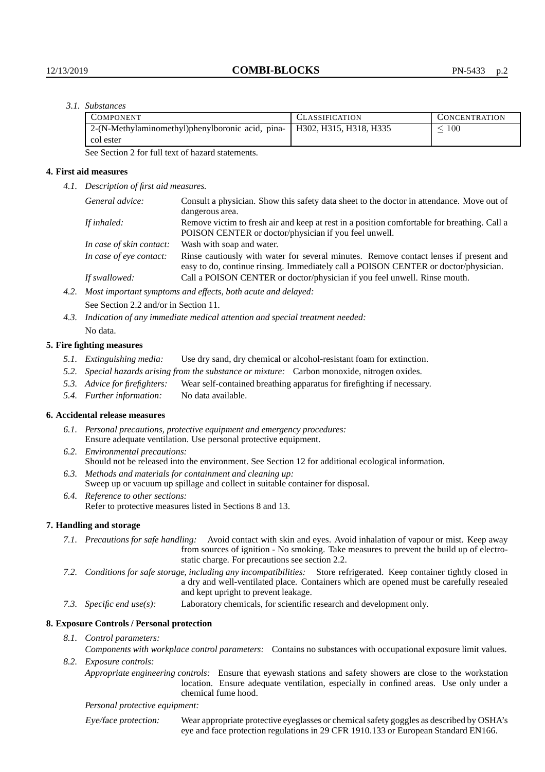*3.1. Substances*

| Component | Classification | Concentration |
| --- | --- | --- |
| 2-(N-Methylaminomethyl)phenylboronic acid, pinacol ester | H302, H315, H318, H335 | $\leq 100$ |

See Section 2 for full text of hazard statements.

## 4. First aid measures

*4.1. Description of first aid measures.*

*General advice:* Consult a physician. Show this safety data sheet to the doctor in attendance. Move out of dangerous area.

*If inhaled:* Remove victim to fresh air and keep at rest in a position comfortable for breathing. Call a POISON CENTER or doctor/physician if you feel unwell.

*In case of skin contact:* Wash with soap and water.

*In case of eye contact:* Rinse cautiously with water for several minutes. Remove contact lenses if present and easy to do, continue rinsing. Immediately call a POISON CENTER or doctor/physician.

*If swallowed:* Call a POISON CENTER or doctor/physician if you feel unwell. Rinse mouth.

*4.2. Most important symptoms and effects, both acute and delayed:*

See Section 2.2 and/or in Section 11.

*4.3. Indication of any immediate medical attention and special treatment needed:*

No data.

## 5. Fire fighting measures

*5.1. Extinguishing media:* Use dry sand, dry chemical or alcohol-resistant foam for extinction.

*5.2. Special hazards arising from the substance or mixture:* Carbon monoxide, nitrogen oxides.

*5.3. Advice for firefighters:* Wear self-contained breathing apparatus for firefighting if necessary.

*5.4. Further information:* No data available.

## 6. Accidental release measures

*6.1. Personal precautions, protective equipment and emergency procedures:*
Ensure adequate ventilation. Use personal protective equipment.

*6.2. Environmental precautions:*
Should not be released into the environment. See Section 12 for additional ecological information.

*6.3. Methods and materials for containment and cleaning up:*
Sweep up or vacuum up spillage and collect in suitable container for disposal.

*6.4. Reference to other sections:*
Refer to protective measures listed in Sections 8 and 13.

## 7. Handling and storage

*7.1. Precautions for safe handling:* Avoid contact with skin and eyes. Avoid inhalation of vapour or mist. Keep away from sources of ignition - No smoking. Take measures to prevent the build up of electrostatic charge. For precautions see section 2.2.

*7.2. Conditions for safe storage, including any incompatibilities:* Store refrigerated. Keep container tightly closed in a dry and well-ventilated place. Containers which are opened must be carefully resealed and kept upright to prevent leakage.

*7.3. Specific end use(s):* Laboratory chemicals, for scientific research and development only.

## 8. Exposure Controls / Personal protection

*8.1. Control parameters:*

*Components with workplace control parameters:* Contains no substances with occupational exposure limit values.

*8.2. Exposure controls:*

*Appropriate engineering controls:* Ensure that eyewash stations and safety showers are close to the workstation location. Ensure adequate ventilation, especially in confined areas. Use only under a chemical fume hood.

*Personal protective equipment:*

*Eye/face protection:* Wear appropriate protective eyeglasses or chemical safety goggles as described by OSHA's eye and face protection regulations in 29 CFR 1910.133 or European Standard EN166.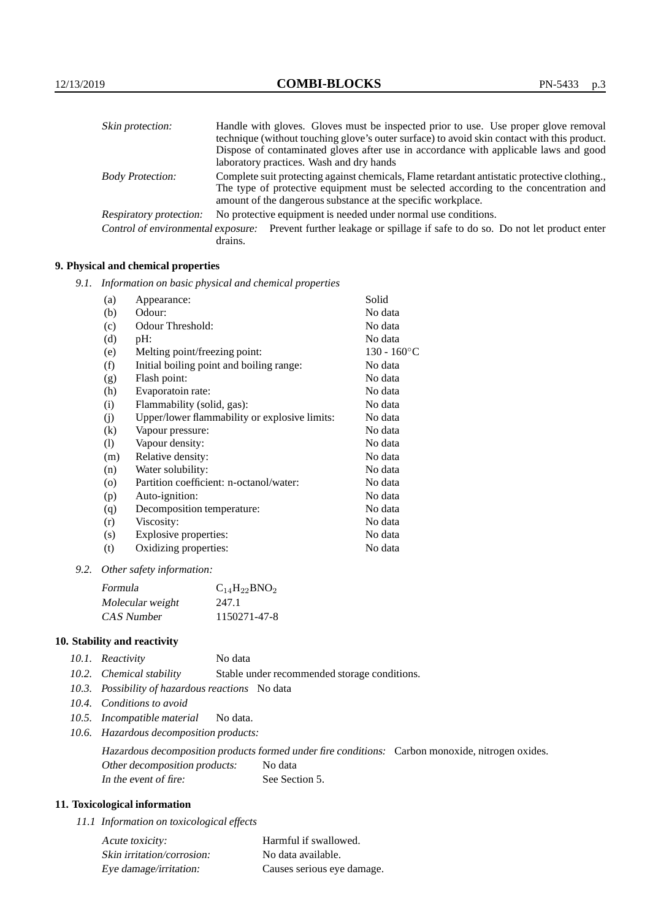| | |
|---|---|
| *Skin protection:* | Handle with gloves. Gloves must be inspected prior to use. Use proper glove removal technique (without touching glove's outer surface) to avoid skin contact with this product. Dispose of contaminated gloves after use in accordance with applicable laws and good laboratory practices. Wash and dry hands |
| *Body Protection:* | Complete suit protecting against chemicals, Flame retardant antistatic protective clothing., The type of protective equipment must be selected according to the concentration and amount of the dangerous substance at the specific workplace. |
| *Respiratory protection:* | No protective equipment is needed under normal use conditions. |
| *Control of environmental exposure:* | Prevent further leakage or spillage if safe to do so. Do not let product enter drains. |

## 9. Physical and chemical properties

*9.1. Information on basic physical and chemical properties*

| | | |
|---|---|---|
| (a) | Appearance: | Solid |
| (b) | Odour: | No data |
| (c) | Odour Threshold: | No data |
| (d) | pH: | No data |
| (e) | Melting point/freezing point: | 130 - 160°C |
| (f) | Initial boiling point and boiling range: | No data |
| (g) | Flash point: | No data |
| (h) | Evaporatoin rate: | No data |
| (i) | Flammability (solid, gas): | No data |
| (j) | Upper/lower flammability or explosive limits: | No data |
| (k) | Vapour pressure: | No data |
| (l) | Vapour density: | No data |
| (m) | Relative density: | No data |
| (n) | Water solubility: | No data |
| (o) | Partition coefficient: n-octanol/water: | No data |
| (p) | Auto-ignition: | No data |
| (q) | Decomposition temperature: | No data |
| (r) | Viscosity: | No data |
| (s) | Explosive properties: | No data |
| (t) | Oxidizing properties: | No data |

*9.2. Other safety information:*

| | |
|---|---|
| *Formula* | $C_{14}H_{22}BNO_2$ |
| *Molecular weight* | 247.1 |
| *CAS Number* | 1150271-47-8 |

## 10. Stability and reactivity

*10.1. Reactivity* No data

*10.2. Chemical stability* Stable under recommended storage conditions.

*10.3. Possibility of hazardous reactions* No data

*10.4. Conditions to avoid*

*10.5. Incompatible material* No data.

*10.6. Hazardous decomposition products:*

*Hazardous decomposition products formed under fire conditions:* Carbon monoxide, nitrogen oxides.

*Other decomposition products:* No data

*In the event of fire:* See Section 5.

## 11. Toxicological information

*11.1 Information on toxicological effects*

| | |
|---|---|
| *Acute toxicity:* | Harmful if swallowed. |
| *Skin irritation/corrosion:* | No data available. |
| *Eye damage/irritation:* | Causes serious eye damage. |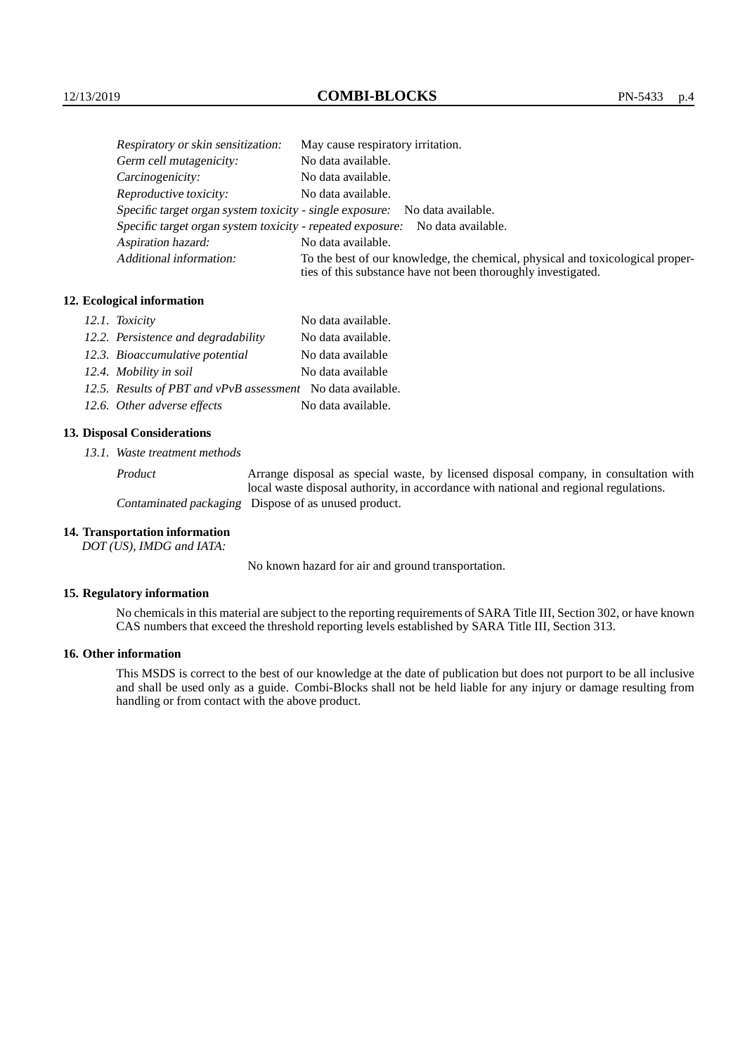| | |
|---|---|
| *Respiratory or skin sensitization:* | May cause respiratory irritation. |
| *Germ cell mutagenicity:* | No data available. |
| *Carcinogenicity:* | No data available. |
| *Reproductive toxicity:* | No data available. |
| *Specific target organ system toxicity - single exposure:* | No data available. |
| *Specific target organ system toxicity - repeated exposure:* | No data available. |
| *Aspiration hazard:* | No data available. |
| *Additional information:* | To the best of our knowledge, the chemical, physical and toxicological properties of this substance have not been thoroughly investigated. |

## 12. Ecological information

| | |
|---|---|
| *12.1. Toxicity* | No data available. |
| *12.2. Persistence and degradability* | No data available. |
| *12.3. Bioaccumulative potential* | No data available |
| *12.4. Mobility in soil* | No data available |
| *12.5. Results of PBT and vPvB assessment* | No data available. |
| *12.6. Other adverse effects* | No data available. |

## 13. Disposal Considerations

*13.1. Waste treatment methods*

| | |
|---|---|
| *Product* | Arrange disposal as special waste, by licensed disposal company, in consultation with local waste disposal authority, in accordance with national and regional regulations. |
| *Contaminated packaging* | Dispose of as unused product. |

## 14. Transportation information

*DOT (US), IMDG and IATA:*

No known hazard for air and ground transportation.

## 15. Regulatory information

No chemicals in this material are subject to the reporting requirements of SARA Title III, Section 302, or have known CAS numbers that exceed the threshold reporting levels established by SARA Title III, Section 313.

## 16. Other information

This MSDS is correct to the best of our knowledge at the date of publication but does not purport to be all inclusive and shall be used only as a guide. Combi-Blocks shall not be held liable for any injury or damage resulting from handling or from contact with the above product.